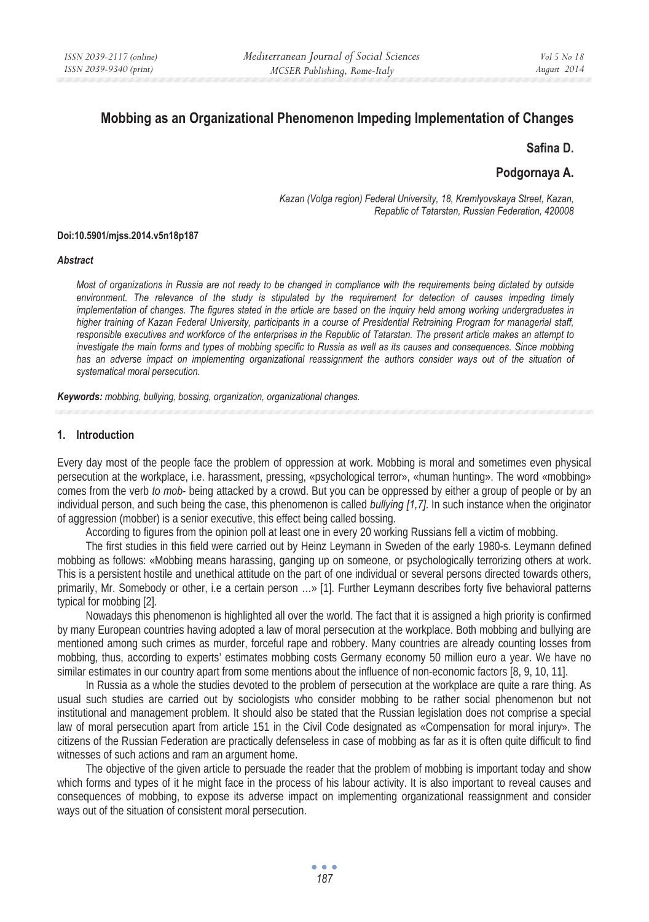# Mobbing as an Organizational Phenomenon Impeding Implementation of Changes

**Safina D.**

**Podgornaya A.**

*Kazan (Volga region) Federal University, 18, Kremlyovskaya Street, Kazan, Repablic of Tatarstan, Russian Federation, 420008*

**Doi:10.5901/mjss.2014.v5n18p187**

***Abstract***

*Most of organizations in Russia are not ready to be changed in compliance with the requirements being dictated by outside environment. The relevance of the study is stipulated by the requirement for detection of causes impeding timely implementation of changes. The figures stated in the article are based on the inquiry held among working undergraduates in higher training of Kazan Federal University, participants in a course of Presidential Retraining Program for managerial staff, responsible executives and workforce of the enterprises in the Republic of Tatarstan. The present article makes an attempt to investigate the main forms and types of mobbing specific to Russia as well as its causes and consequences. Since mobbing has an adverse impact on implementing organizational reassignment the authors consider ways out of the situation of systematical moral persecution.*

***Keywords:*** *mobbing, bullying, bossing, organization, organizational changes.*

## 1. Introduction

Every day most of the people face the problem of oppression at work. Mobbing is moral and sometimes even physical persecution at the workplace, i.e. harassment, pressing, «psychological terror», «human hunting». The word «mobbing» comes from the verb *to mob*- being attacked by a crowd. But you can be oppressed by either a group of people or by an individual person, and such being the case, this phenomenon is called *bullying [1,7].* In such instance when the originator of aggression (mobber) is a senior executive, this effect being called bossing.

According to figures from the opinion poll at least one in every 20 working Russians fell a victim of mobbing.

The first studies in this field were carried out by Heinz Leymann in Sweden of the early 1980-s. Leymann defined mobbing as follows: «Mobbing means harassing, ganging up on someone, or psychologically terrorizing others at work. This is a persistent hostile and unethical attitude on the part of one individual or several persons directed towards others, primarily, Mr. Somebody or other, i.e a certain person …» [1]. Further Leymann describes forty five behavioral patterns typical for mobbing [2].

Nowadays this phenomenon is highlighted all over the world. The fact that it is assigned a high priority is confirmed by many European countries having adopted a law of moral persecution at the workplace. Both mobbing and bullying are mentioned among such crimes as murder, forceful rape and robbery. Many countries are already counting losses from mobbing, thus, according to experts' estimates mobbing costs Germany economy 50 million euro a year. We have no similar estimates in our country apart from some mentions about the influence of non-economic factors [8, 9, 10, 11].

In Russia as a whole the studies devoted to the problem of persecution at the workplace are quite a rare thing. As usual such studies are carried out by sociologists who consider mobbing to be rather social phenomenon but not institutional and management problem. It should also be stated that the Russian legislation does not comprise a special law of moral persecution apart from article 151 in the Civil Code designated as «Compensation for moral injury». The citizens of the Russian Federation are practically defenseless in case of mobbing as far as it is often quite difficult to find witnesses of such actions and ram an argument home.

The objective of the given article to persuade the reader that the problem of mobbing is important today and show which forms and types of it he might face in the process of his labour activity. It is also important to reveal causes and consequences of mobbing, to expose its adverse impact on implementing organizational reassignment and consider ways out of the situation of consistent moral persecution.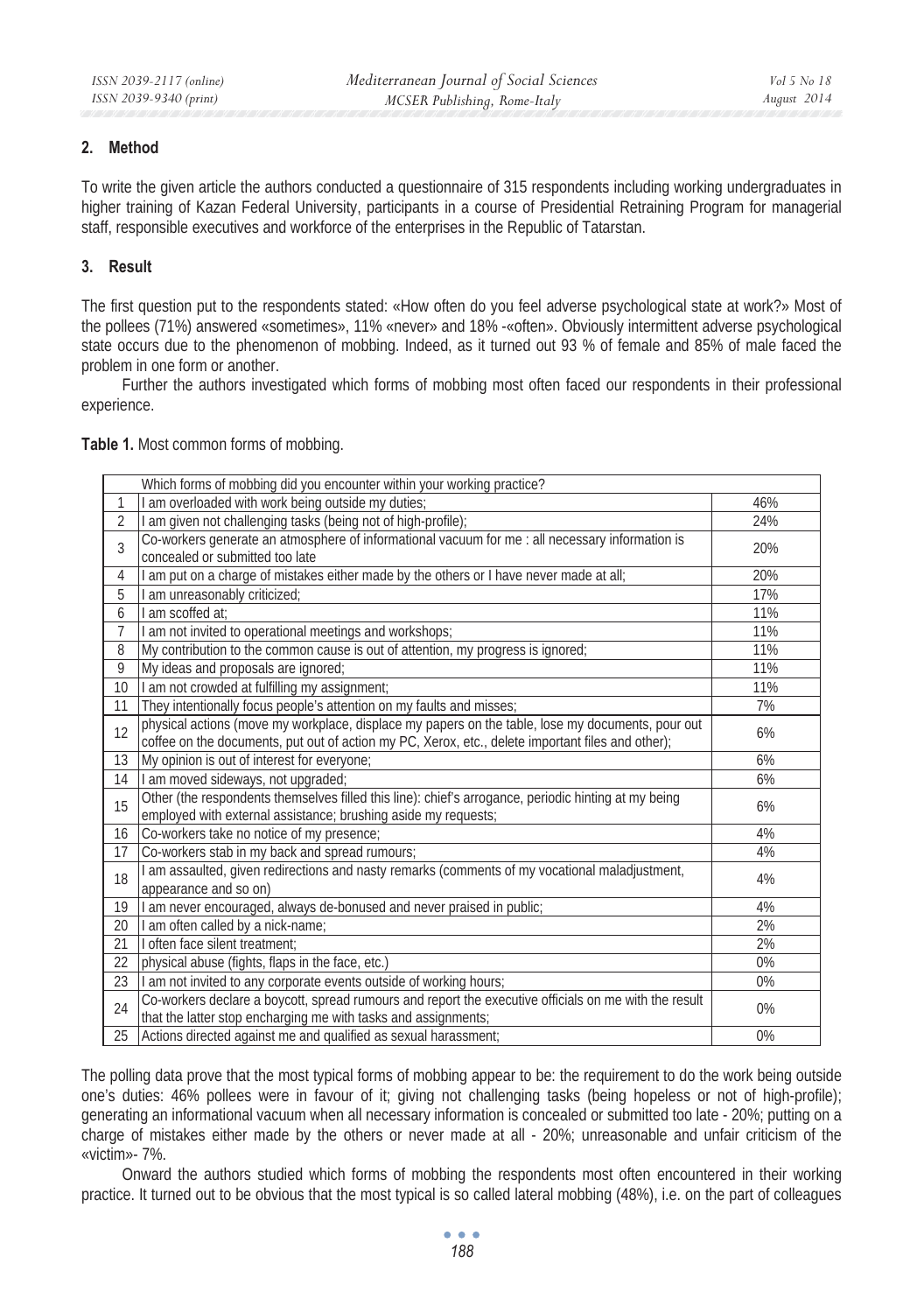## 2. Method

To write the given article the authors conducted a questionnaire of 315 respondents including working undergraduates in higher training of Kazan Federal University, participants in a course of Presidential Retraining Program for managerial staff, responsible executives and workforce of the enterprises in the Republic of Tatarstan.

## 3. Result

The first question put to the respondents stated: «How often do you feel adverse psychological state at work?» Most of the pollees (71%) answered «sometimes», 11% «never» and 18% -«often». Obviously intermittent adverse psychological state occurs due to the phenomenon of mobbing. Indeed, as it turned out 93 % of female and 85% of male faced the problem in one form or another.

Further the authors investigated which forms of mobbing most often faced our respondents in their professional experience.

**Table 1.** Most common forms of mobbing.

| | Which forms of mobbing did you encounter within your working practice? | |
|---|---|---|
| 1 | I am overloaded with work being outside my duties; | 46% |
| 2 | I am given not challenging tasks (being not of high-profile); | 24% |
| 3 | Co-workers generate an atmosphere of informational vacuum for me : all necessary information is concealed or submitted too late | 20% |
| 4 | I am put on a charge of mistakes either made by the others or I have never made at all; | 20% |
| 5 | I am unreasonably criticized; | 17% |
| 6 | I am scoffed at; | 11% |
| 7 | I am not invited to operational meetings and workshops; | 11% |
| 8 | My contribution to the common cause is out of attention, my progress is ignored; | 11% |
| 9 | My ideas and proposals are ignored; | 11% |
| 10 | I am not crowded at fulfilling my assignment; | 11% |
| 11 | They intentionally focus people's attention on my faults and misses; | 7% |
| 12 | physical actions (move my workplace, displace my papers on the table, lose my documents, pour out coffee on the documents, put out of action my PC, Xerox, etc., delete important files and other); | 6% |
| 13 | My opinion is out of interest for everyone; | 6% |
| 14 | I am moved sideways, not upgraded; | 6% |
| 15 | Other (the respondents themselves filled this line): chief's arrogance, periodic hinting at my being employed with external assistance; brushing aside my requests; | 6% |
| 16 | Co-workers take no notice of my presence; | 4% |
| 17 | Co-workers stab in my back and spread rumours; | 4% |
| 18 | I am assaulted, given redirections and nasty remarks (comments of my vocational maladjustment, appearance and so on) | 4% |
| 19 | I am never encouraged, always de-bonused and never praised in public; | 4% |
| 20 | I am often called by a nick-name; | 2% |
| 21 | I often face silent treatment; | 2% |
| 22 | physical abuse (fights, flaps in the face, etc.) | 0% |
| 23 | I am not invited to any corporate events outside of working hours; | 0% |
| 24 | Co-workers declare a boycott, spread rumours and report the executive officials on me with the result that the latter stop encharging me with tasks and assignments; | 0% |
| 25 | Actions directed against me and qualified as sexual harassment; | 0% |

The polling data prove that the most typical forms of mobbing appear to be: the requirement to do the work being outside one's duties: 46% pollees were in favour of it; giving not challenging tasks (being hopeless or not of high-profile); generating an informational vacuum when all necessary information is concealed or submitted too late - 20%; putting on a charge of mistakes either made by the others or never made at all - 20%; unreasonable and unfair criticism of the «victim»- 7%.

Onward the authors studied which forms of mobbing the respondents most often encountered in their working practice. It turned out to be obvious that the most typical is so called lateral mobbing (48%), i.e. on the part of colleagues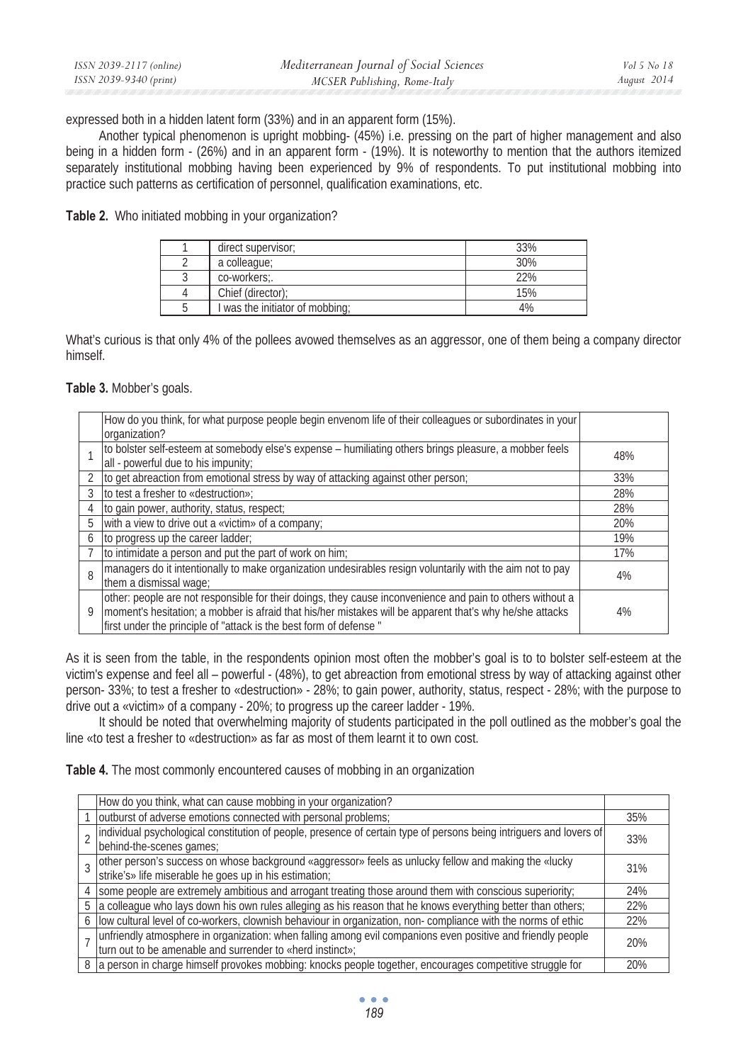expressed both in a hidden latent form (33%) and in an apparent form (15%).

Another typical phenomenon is upright mobbing- (45%) i.e. pressing on the part of higher management and also being in a hidden form - (26%) and in an apparent form - (19%). It is noteworthy to mention that the authors itemized separately institutional mobbing having been experienced by 9% of respondents. To put institutional mobbing into practice such patterns as certification of personnel, qualification examinations, etc.

**Table 2.** Who initiated mobbing in your organization?

| | | |
|---|---|---|
| 1 | direct supervisor; | 33% |
| 2 | a colleague; | 30% |
| 3 | co-workers;. | 22% |
| 4 | Chief (director); | 15% |
| 5 | I was the initiator of mobbing; | 4% |

What's curious is that only 4% of the pollees avowed themselves as an aggressor, one of them being a company director himself.

**Table 3.** Mobber's goals.

| | How do you think, for what purpose people begin envenom life of their colleagues or subordinates in your organization? | |
|---|---|---|
| 1 | to bolster self-esteem at somebody else's expense – humiliating others brings pleasure, a mobber feels all - powerful due to his impunity; | 48% |
| 2 | to get abreaction from emotional stress by way of attacking against other person; | 33% |
| 3 | to test a fresher to «destruction»; | 28% |
| 4 | to gain power, authority, status, respect; | 28% |
| 5 | with a view to drive out a «victim» of a company; | 20% |
| 6 | to progress up the career ladder; | 19% |
| 7 | to intimidate a person and put the part of work on him; | 17% |
| 8 | managers do it intentionally to make organization undesirables resign voluntarily with the aim not to pay them a dismissal wage; | 4% |
| 9 | other: people are not responsible for their doings, they cause inconvenience and pain to others without a moment's hesitation; a mobber is afraid that his/her mistakes will be apparent that's why he/she attacks first under the principle of "attack is the best form of defense " | 4% |

As it is seen from the table, in the respondents opinion most often the mobber's goal is to to bolster self-esteem at the victim's expense and feel all – powerful - (48%), to get abreaction from emotional stress by way of attacking against other person- 33%; to test a fresher to «destruction» - 28%; to gain power, authority, status, respect - 28%; with the purpose to drive out a «victim» of a company - 20%; to progress up the career ladder - 19%.

It should be noted that overwhelming majority of students participated in the poll outlined as the mobber's goal the line «to test a fresher to «destruction» as far as most of them learnt it to own cost.

**Table 4.** The most commonly encountered causes of mobbing in an organization

| | How do you think, what can cause mobbing in your organization? | |
|---|---|---|
| 1 | outburst of adverse emotions connected with personal problems; | 35% |
| 2 | individual psychological constitution of people, presence of certain type of persons being intriguers and lovers of behind-the-scenes games; | 33% |
| 3 | other person's success on whose background «aggressor» feels as unlucky fellow and making the «lucky strike's» life miserable he goes up in his estimation; | 31% |
| 4 | some people are extremely ambitious and arrogant treating those around them with conscious superiority; | 24% |
| 5 | a colleague who lays down his own rules alleging as his reason that he knows everything better than others; | 22% |
| 6 | low cultural level of co-workers, clownish behaviour in organization, non- compliance with the norms of ethic | 22% |
| 7 | unfriendly atmosphere in organization: when falling among evil companions even positive and friendly people turn out to be amenable and surrender to «herd instinct»; | 20% |
| 8 | a person in charge himself provokes mobbing: knocks people together, encourages competitive struggle for | 20% |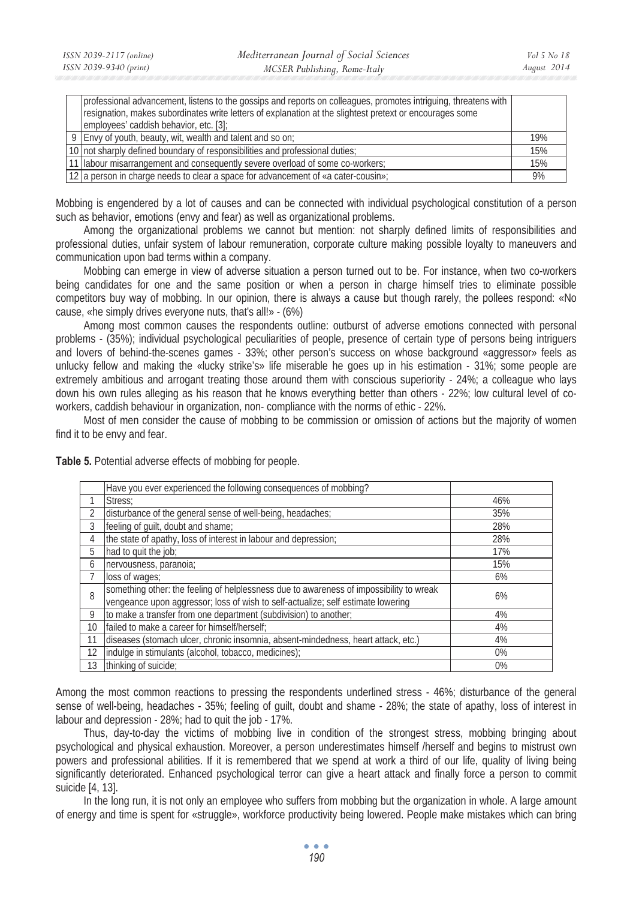| | | |
|---|---|---|
| | professional advancement, listens to the gossips and reports on colleagues, promotes intriguing, threatens with resignation, makes subordinates write letters of explanation at the slightest pretext or encourages some employees' caddish behavior, etc. [3]; | |
| 9 | Envy of youth, beauty, wit, wealth and talent and so on; | 19% |
| 10 | not sharply defined boundary of responsibilities and professional duties; | 15% |
| 11 | labour misarrangement and consequently severe overload of some co-workers; | 15% |
| 12 | a person in charge needs to clear a space for advancement of «a cater-cousin»; | 9% |

Mobbing is engendered by a lot of causes and can be connected with individual psychological constitution of a person such as behavior, emotions (envy and fear) as well as organizational problems.

Among the organizational problems we cannot but mention: not sharply defined limits of responsibilities and professional duties, unfair system of labour remuneration, corporate culture making possible loyalty to maneuvers and communication upon bad terms within a company.

Mobbing can emerge in view of adverse situation a person turned out to be. For instance, when two co-workers being candidates for one and the same position or when a person in charge himself tries to eliminate possible competitors buy way of mobbing. In our opinion, there is always a cause but though rarely, the pollees respond: «No cause, «he simply drives everyone nuts, that's all!» - (6%)

Among most common causes the respondents outline: outburst of adverse emotions connected with personal problems - (35%); individual psychological peculiarities of people, presence of certain type of persons being intriguers and lovers of behind-the-scenes games - 33%; other person's success on whose background «aggressor» feels as unlucky fellow and making the «lucky strike's» life miserable he goes up in his estimation - 31%; some people are extremely ambitious and arrogant treating those around them with conscious superiority - 24%; a colleague who lays down his own rules alleging as his reason that he knows everything better than others - 22%; low cultural level of co-workers, caddish behaviour in organization, non- compliance with the norms of ethic - 22%.

Most of men consider the cause of mobbing to be commission or omission of actions but the majority of women find it to be envy and fear.

**Table 5.** Potential adverse effects of mobbing for people.

| | Have you ever experienced the following consequences of mobbing? | |
|---|---|---|
| 1 | Stress; | 46% |
| 2 | disturbance of the general sense of well-being, headaches; | 35% |
| 3 | feeling of guilt, doubt and shame; | 28% |
| 4 | the state of apathy, loss of interest in labour and depression; | 28% |
| 5 | had to quit the job; | 17% |
| 6 | nervousness, paranoia; | 15% |
| 7 | loss of wages; | 6% |
| 8 | something other: the feeling of helplessness due to awareness of impossibility to wreak vengeance upon aggressor; loss of wish to self-actualize; self estimate lowering | 6% |
| 9 | to make a transfer from one department (subdivision) to another; | 4% |
| 10 | failed to make a career for himself/herself; | 4% |
| 11 | diseases (stomach ulcer, chronic insomnia, absent-mindedness, heart attack, etc.) | 4% |
| 12 | indulge in stimulants (alcohol, tobacco, medicines); | 0% |
| 13 | thinking of suicide; | 0% |

Among the most common reactions to pressing the respondents underlined stress - 46%; disturbance of the general sense of well-being, headaches - 35%; feeling of guilt, doubt and shame - 28%; the state of apathy, loss of interest in labour and depression - 28%; had to quit the job - 17%.

Thus, day-to-day the victims of mobbing live in condition of the strongest stress, mobbing bringing about psychological and physical exhaustion. Moreover, a person underestimates himself /herself and begins to mistrust own powers and professional abilities. If it is remembered that we spend at work a third of our life, quality of living being significantly deteriorated. Enhanced psychological terror can give a heart attack and finally force a person to commit suicide [4, 13].

In the long run, it is not only an employee who suffers from mobbing but the organization in whole. A large amount of energy and time is spent for «struggle», workforce productivity being lowered. People make mistakes which can bring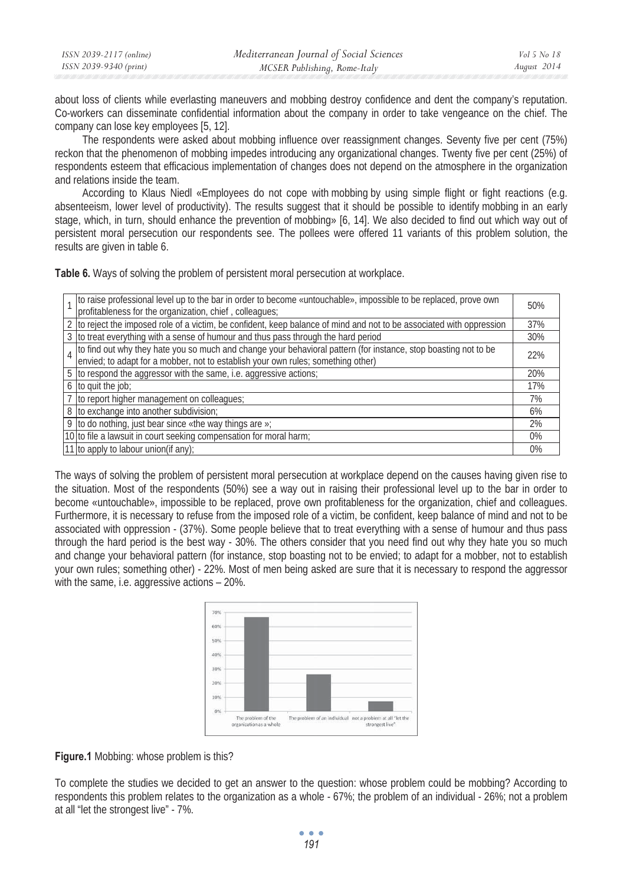about loss of clients while everlasting maneuvers and mobbing destroy confidence and dent the company's reputation. Co-workers can disseminate confidential information about the company in order to take vengeance on the chief. The company can lose key employees [5, 12].

The respondents were asked about mobbing influence over reassignment changes. Seventy five per cent (75%) reckon that the phenomenon of mobbing impedes introducing any organizational changes. Twenty five per cent (25%) of respondents esteem that efficacious implementation of changes does not depend on the atmosphere in the organization and relations inside the team.

According to Klaus Niedl «Employees do not cope with mobbing by using simple flight or fight reactions (e.g. absenteeism, lower level of productivity). The results suggest that it should be possible to identify mobbing in an early stage, which, in turn, should enhance the prevention of mobbing» [6, 14]. We also decided to find out which way out of persistent moral persecution our respondents see. The pollees were offered 11 variants of this problem solution, the results are given in table 6.

**Table 6.** Ways of solving the problem of persistent moral persecution at workplace.

| | | |
|---|---|---|
| 1 | to raise professional level up to the bar in order to become «untouchable», impossible to be replaced, prove own profitableness for the organization, chief , colleagues; | 50% |
| 2 | to reject the imposed role of a victim, be confident, keep balance of mind and not to be associated with oppression | 37% |
| 3 | to treat everything with a sense of humour and thus pass through the hard period | 30% |
| 4 | to find out why they hate you so much and change your behavioral pattern (for instance, stop boasting not to be envied; to adapt for a mobber, not to establish your own rules; something other) | 22% |
| 5 | to respond the aggressor with the same, i.e. aggressive actions; | 20% |
| 6 | to quit the job; | 17% |
| 7 | to report higher management on colleagues; | 7% |
| 8 | to exchange into another subdivision; | 6% |
| 9 | to do nothing, just bear since «the way things are »; | 2% |
| 10 | to file a lawsuit in court seeking compensation for moral harm; | 0% |
| 11 | to apply to labour union(if any); | 0% |

The ways of solving the problem of persistent moral persecution at workplace depend on the causes having given rise to the situation. Most of the respondents (50%) see a way out in raising their professional level up to the bar in order to become «untouchable», impossible to be replaced, prove own profitableness for the organization, chief and colleagues. Furthermore, it is necessary to refuse from the imposed role of a victim, be confident, keep balance of mind and not to be associated with oppression - (37%). Some people believe that to treat everything with a sense of humour and thus pass through the hard period is the best way - 30%. The others consider that you need find out why they hate you so much and change your behavioral pattern (for instance, stop boasting not to be envied; to adapt for a mobber, not to establish your own rules; something other) - 22%. Most of men being asked are sure that it is necessary to respond the aggressor with the same, i.e. aggressive actions – 20%.

70%
60%
50%
40%
30%
20%
10%
0%
The problem of the organization as a whole
The problem of an individual
not a problem at all "let the strongest live"

**Figure.1** Mobbing: whose problem is this?

To complete the studies we decided to get an answer to the question: whose problem could be mobbing? According to respondents this problem relates to the organization as a whole - 67%; the problem of an individual - 26%; not a problem at all "let the strongest live" - 7%.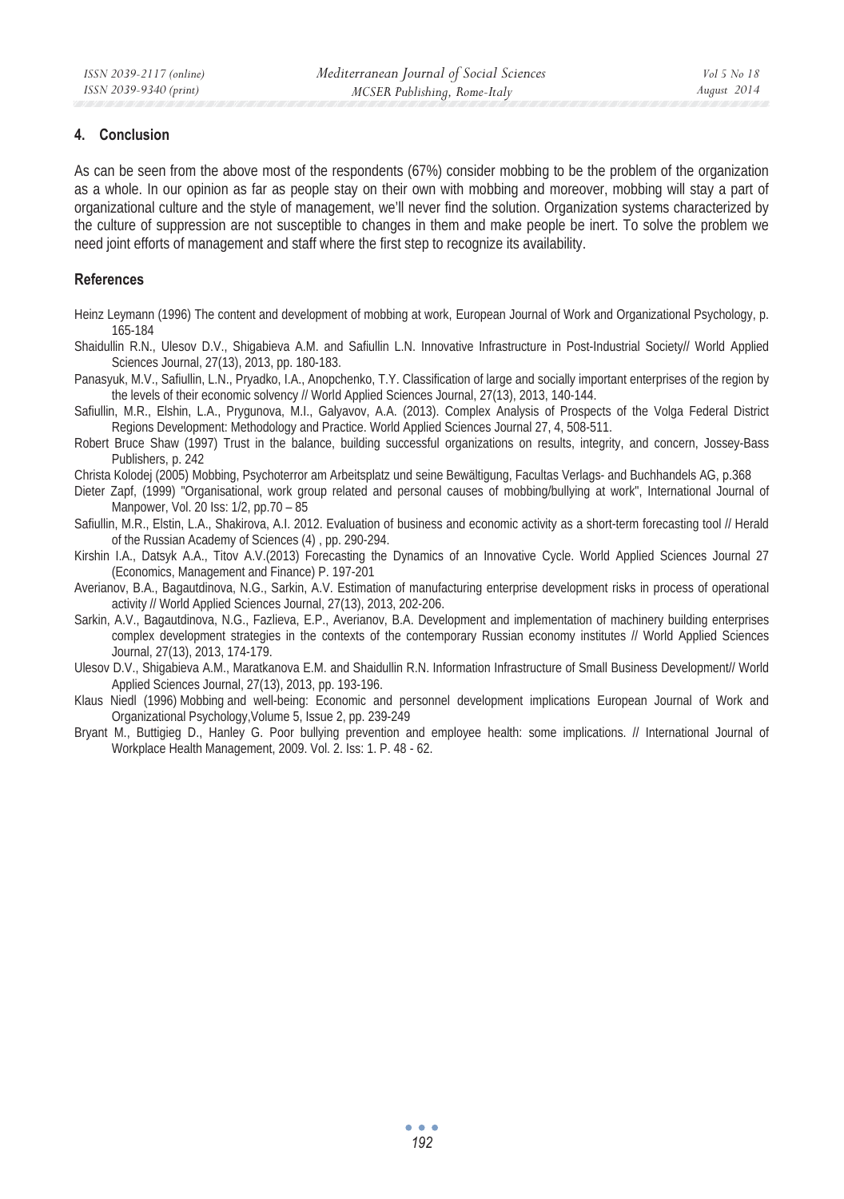## 4. Conclusion

As can be seen from the above most of the respondents (67%) consider mobbing to be the problem of the organization as a whole. In our opinion as far as people stay on their own with mobbing and moreover, mobbing will stay a part of organizational culture and the style of management, we'll never find the solution. Organization systems characterized by the culture of suppression are not susceptible to changes in them and make people be inert. To solve the problem we need joint efforts of management and staff where the first step to recognize its availability.

## References

Heinz Leymann (1996) The content and development of mobbing at work, European Journal of Work and Organizational Psychology, p. 165-184

Shaidullin R.N., Ulesov D.V., Shigabieva A.M. and Safiullin L.N. Innovative Infrastructure in Post-Industrial Society// World Applied Sciences Journal, 27(13), 2013, pp. 180-183.

Panasyuk, M.V., Safiullin, L.N., Pryadko, I.A., Anopchenko, T.Y. Classification of large and socially important enterprises of the region by the levels of their economic solvency // World Applied Sciences Journal, 27(13), 2013, 140-144.

Safiullin, M.R., Elshin, L.A., Prygunova, M.I., Galyavov, A.A. (2013). Complex Analysis of Prospects of the Volga Federal District Regions Development: Methodology and Practice. World Applied Sciences Journal 27, 4, 508-511.

Robert Bruce Shaw (1997) Trust in the balance, building successful organizations on results, integrity, and concern, Jossey-Bass Publishers, p. 242

Christa Kolodej (2005) Mobbing, Psychoterror am Arbeitsplatz und seine Bewältigung, Facultas Verlags- and Buchhandels AG, p.368

Dieter Zapf, (1999) "Organisational, work group related and personal causes of mobbing/bullying at work", International Journal of Manpower, Vol. 20 Iss: 1/2, pp.70 – 85

Safiullin, M.R., Elstin, L.A., Shakirova, A.I. 2012. Evaluation of business and economic activity as a short-term forecasting tool // Herald of the Russian Academy of Sciences (4) , pp. 290-294.

Kirshin I.A., Datsyk A.A., Titov A.V.(2013) Forecasting the Dynamics of an Innovative Cycle. World Applied Sciences Journal 27 (Economics, Management and Finance) P. 197-201

Averianov, B.A., Bagautdinova, N.G., Sarkin, A.V. Estimation of manufacturing enterprise development risks in process of operational activity // World Applied Sciences Journal, 27(13), 2013, 202-206.

Sarkin, A.V., Bagautdinova, N.G., Fazlieva, E.P., Averianov, B.A. Development and implementation of machinery building enterprises complex development strategies in the contexts of the contemporary Russian economy institutes // World Applied Sciences Journal, 27(13), 2013, 174-179.

Ulesov D.V., Shigabieva A.M., Maratkanova E.M. and Shaidullin R.N. Information Infrastructure of Small Business Development// World Applied Sciences Journal, 27(13), 2013, pp. 193-196.

Klaus Niedl (1996) Mobbing and well-being: Economic and personnel development implications European Journal of Work and Organizational Psychology,Volume 5, Issue 2, pp. 239-249

Bryant M., Buttigieg D., Hanley G. Poor bullying prevention and employee health: some implications. // International Journal of Workplace Health Management, 2009. Vol. 2. Iss: 1. P. 48 - 62.